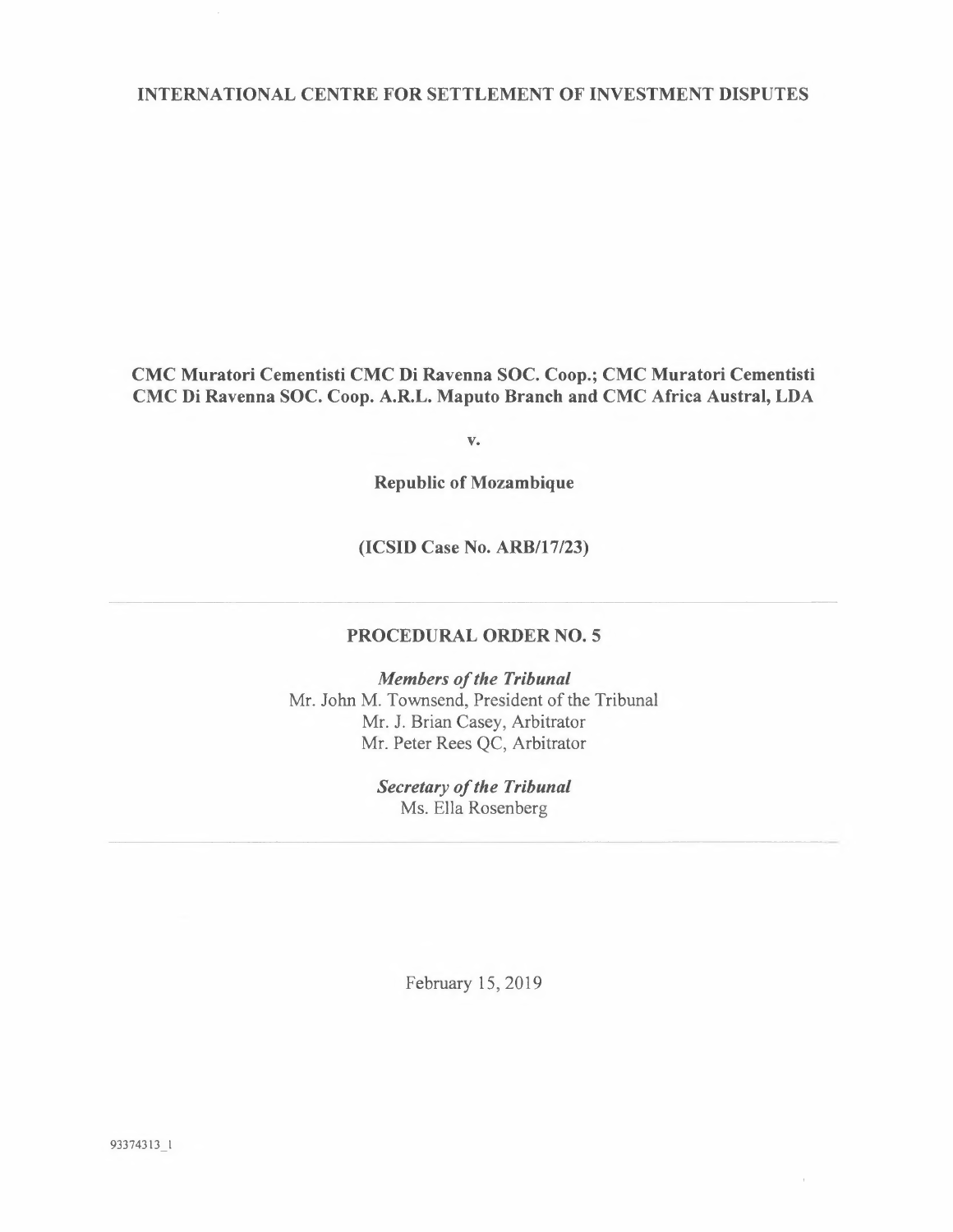**INTERNATIONAL CENTRE FOR SETTLEMENT OF INVESTMENT DISPUTES**

**CMC Muratori Cementisti CMC Di Ravenna SOC. Coop.; CMC Muratori Cementisti CMC Di Ravenna SOC. Coop. A.R.L. Maputo Branch and CMC Africa Austral, LDA**

**v.**

**Republic of Mozambique**

**(ICSID Case No. ARB/17/23)**

---

# PROCEDURAL ORDER NO. 5

***Members of the Tribunal***

Mr. John M. Townsend, President of the Tribunal

Mr. J. Brian Casey, Arbitrator

Mr. Peter Rees QC, Arbitrator

***Secretary of the Tribunal***

Ms. Ella Rosenberg

---

February 15, 2019

93374313_1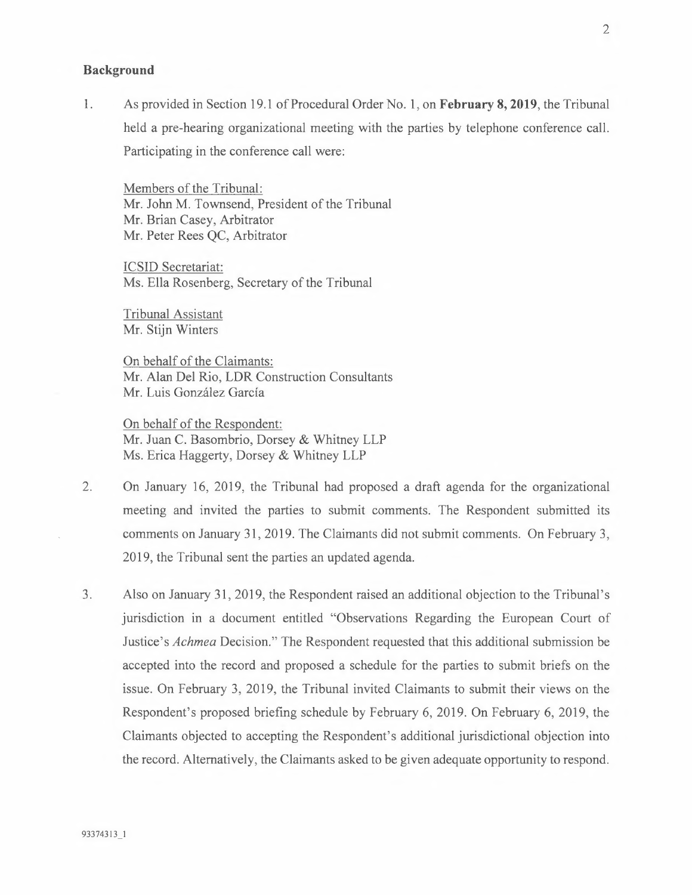**Background**

1. As provided in Section 19.1 of Procedural Order No. 1, on **February 8, 2019**, the Tribunal held a pre-hearing organizational meeting with the parties by telephone conference call. Participating in the conference call were:

   Members of the Tribunal:
   Mr. John M. Townsend, President of the Tribunal
   Mr. Brian Casey, Arbitrator
   Mr. Peter Rees QC, Arbitrator

   ICSID Secretariat:
   Ms. Ella Rosenberg, Secretary of the Tribunal

   Tribunal Assistant
   Mr. Stijn Winters

   On behalf of the Claimants:
   Mr. Alan Del Rio, LDR Construction Consultants
   Mr. Luis González García

   On behalf of the Respondent:
   Mr. Juan C. Basombrio, Dorsey & Whitney LLP
   Ms. Erica Haggerty, Dorsey & Whitney LLP

2. On January 16, 2019, the Tribunal had proposed a draft agenda for the organizational meeting and invited the parties to submit comments. The Respondent submitted its comments on January 31, 2019. The Claimants did not submit comments. On February 3, 2019, the Tribunal sent the parties an updated agenda.

3. Also on January 31, 2019, the Respondent raised an additional objection to the Tribunal's jurisdiction in a document entitled "Observations Regarding the European Court of Justice's *Achmea* Decision." The Respondent requested that this additional submission be accepted into the record and proposed a schedule for the parties to submit briefs on the issue. On February 3, 2019, the Tribunal invited Claimants to submit their views on the Respondent's proposed briefing schedule by February 6, 2019. On February 6, 2019, the Claimants objected to accepting the Respondent's additional jurisdictional objection into the record. Alternatively, the Claimants asked to be given adequate opportunity to respond.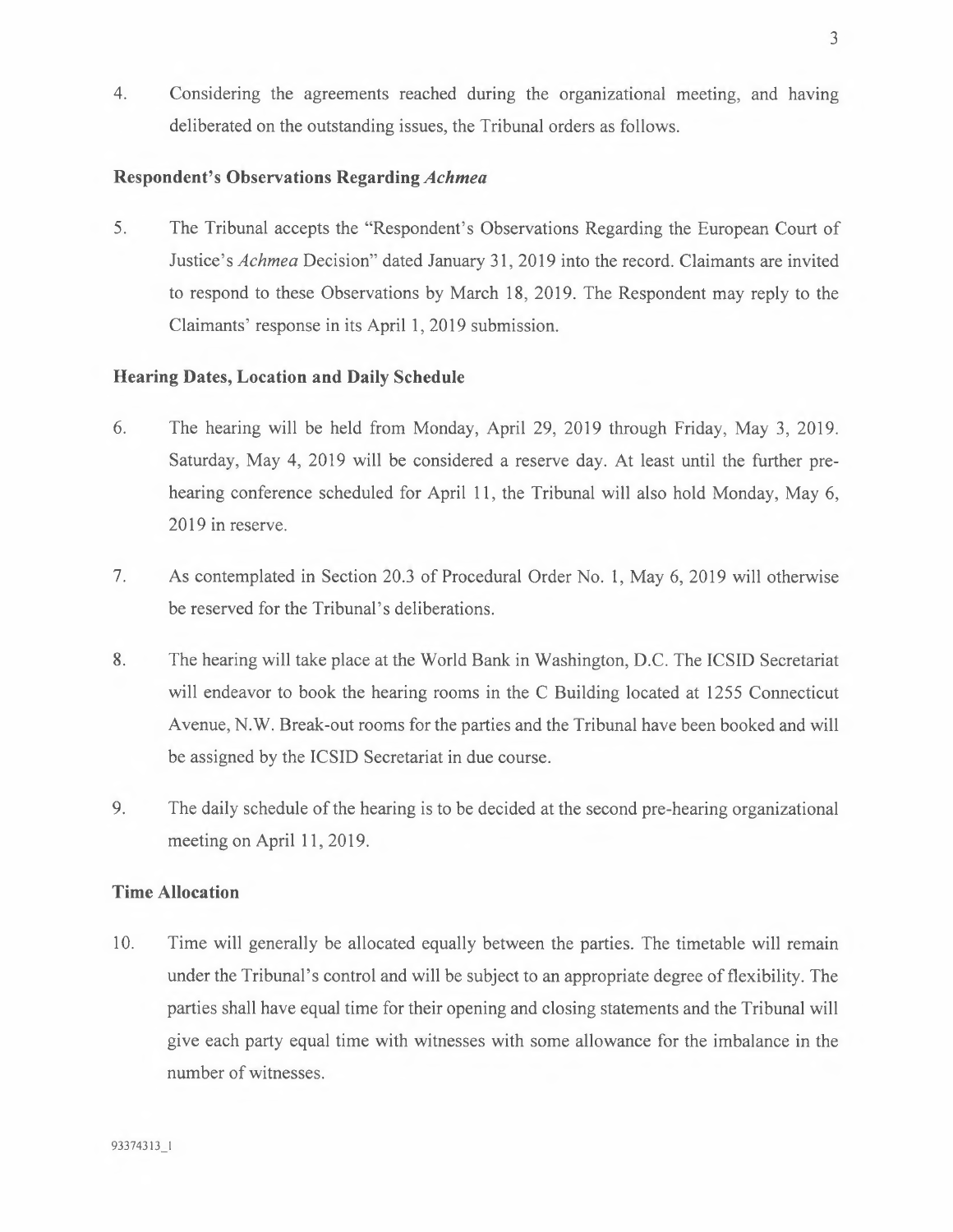4. Considering the agreements reached during the organizational meeting, and having deliberated on the outstanding issues, the Tribunal orders as follows.

**Respondent's Observations Regarding *Achmea***

5. The Tribunal accepts the "Respondent's Observations Regarding the European Court of Justice's *Achmea* Decision" dated January 31, 2019 into the record. Claimants are invited to respond to these Observations by March 18, 2019. The Respondent may reply to the Claimants' response in its April 1, 2019 submission.

**Hearing Dates, Location and Daily Schedule**

6. The hearing will be held from Monday, April 29, 2019 through Friday, May 3, 2019. Saturday, May 4, 2019 will be considered a reserve day. At least until the further pre-hearing conference scheduled for April 11, the Tribunal will also hold Monday, May 6, 2019 in reserve.

7. As contemplated in Section 20.3 of Procedural Order No. 1, May 6, 2019 will otherwise be reserved for the Tribunal's deliberations.

8. The hearing will take place at the World Bank in Washington, D.C. The ICSID Secretariat will endeavor to book the hearing rooms in the C Building located at 1255 Connecticut Avenue, N.W. Break-out rooms for the parties and the Tribunal have been booked and will be assigned by the ICSID Secretariat in due course.

9. The daily schedule of the hearing is to be decided at the second pre-hearing organizational meeting on April 11, 2019.

**Time Allocation**

10. Time will generally be allocated equally between the parties. The timetable will remain under the Tribunal's control and will be subject to an appropriate degree of flexibility. The parties shall have equal time for their opening and closing statements and the Tribunal will give each party equal time with witnesses with some allowance for the imbalance in the number of witnesses.

93374313_1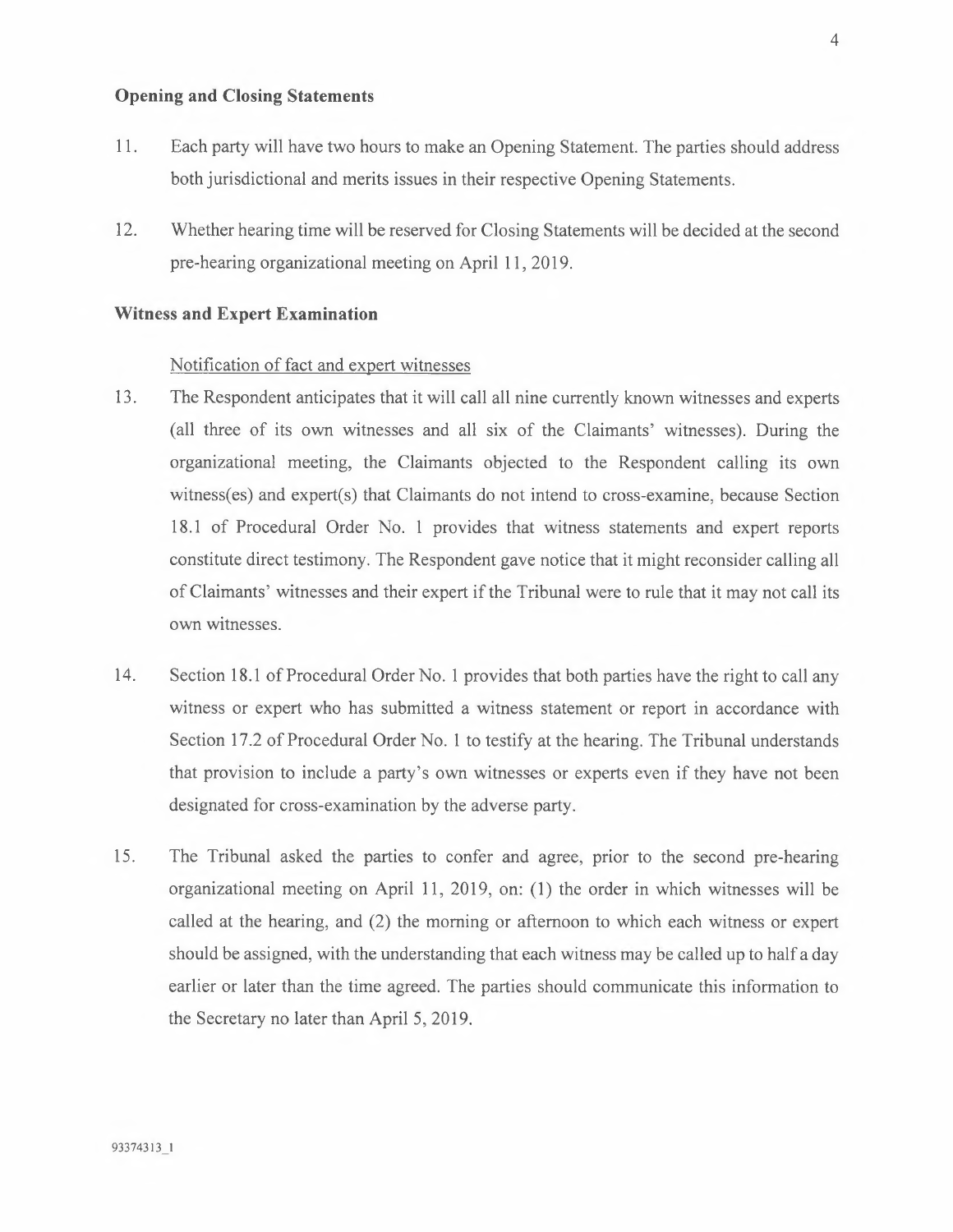**Opening and Closing Statements**

11. Each party will have two hours to make an Opening Statement. The parties should address both jurisdictional and merits issues in their respective Opening Statements.

12. Whether hearing time will be reserved for Closing Statements will be decided at the second pre-hearing organizational meeting on April 11, 2019.

**Witness and Expert Examination**

Notification of fact and expert witnesses

13. The Respondent anticipates that it will call all nine currently known witnesses and experts (all three of its own witnesses and all six of the Claimants' witnesses). During the organizational meeting, the Claimants objected to the Respondent calling its own witness(es) and expert(s) that Claimants do not intend to cross-examine, because Section 18.1 of Procedural Order No. 1 provides that witness statements and expert reports constitute direct testimony. The Respondent gave notice that it might reconsider calling all of Claimants' witnesses and their expert if the Tribunal were to rule that it may not call its own witnesses.

14. Section 18.1 of Procedural Order No. 1 provides that both parties have the right to call any witness or expert who has submitted a witness statement or report in accordance with Section 17.2 of Procedural Order No. 1 to testify at the hearing. The Tribunal understands that provision to include a party's own witnesses or experts even if they have not been designated for cross-examination by the adverse party.

15. The Tribunal asked the parties to confer and agree, prior to the second pre-hearing organizational meeting on April 11, 2019, on: (1) the order in which witnesses will be called at the hearing, and (2) the morning or afternoon to which each witness or expert should be assigned, with the understanding that each witness may be called up to half a day earlier or later than the time agreed. The parties should communicate this information to the Secretary no later than April 5, 2019.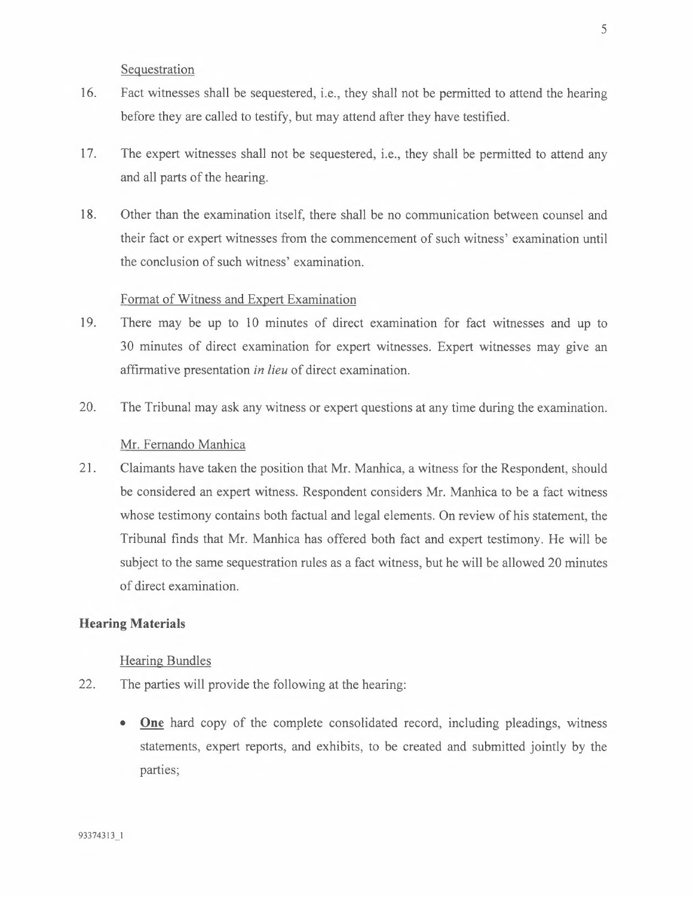Sequestration

16. Fact witnesses shall be sequestered, i.e., they shall not be permitted to attend the hearing before they are called to testify, but may attend after they have testified.

17. The expert witnesses shall not be sequestered, i.e., they shall be permitted to attend any and all parts of the hearing.

18. Other than the examination itself, there shall be no communication between counsel and their fact or expert witnesses from the commencement of such witness' examination until the conclusion of such witness' examination.

Format of Witness and Expert Examination

19. There may be up to 10 minutes of direct examination for fact witnesses and up to 30 minutes of direct examination for expert witnesses. Expert witnesses may give an affirmative presentation *in lieu* of direct examination.

20. The Tribunal may ask any witness or expert questions at any time during the examination.

Mr. Fernando Manhica

21. Claimants have taken the position that Mr. Manhica, a witness for the Respondent, should be considered an expert witness. Respondent considers Mr. Manhica to be a fact witness whose testimony contains both factual and legal elements. On review of his statement, the Tribunal finds that Mr. Manhica has offered both fact and expert testimony. He will be subject to the same sequestration rules as a fact witness, but he will be allowed 20 minutes of direct examination.

**Hearing Materials**

Hearing Bundles

22. The parties will provide the following at the hearing:

- **One** hard copy of the complete consolidated record, including pleadings, witness statements, expert reports, and exhibits, to be created and submitted jointly by the parties;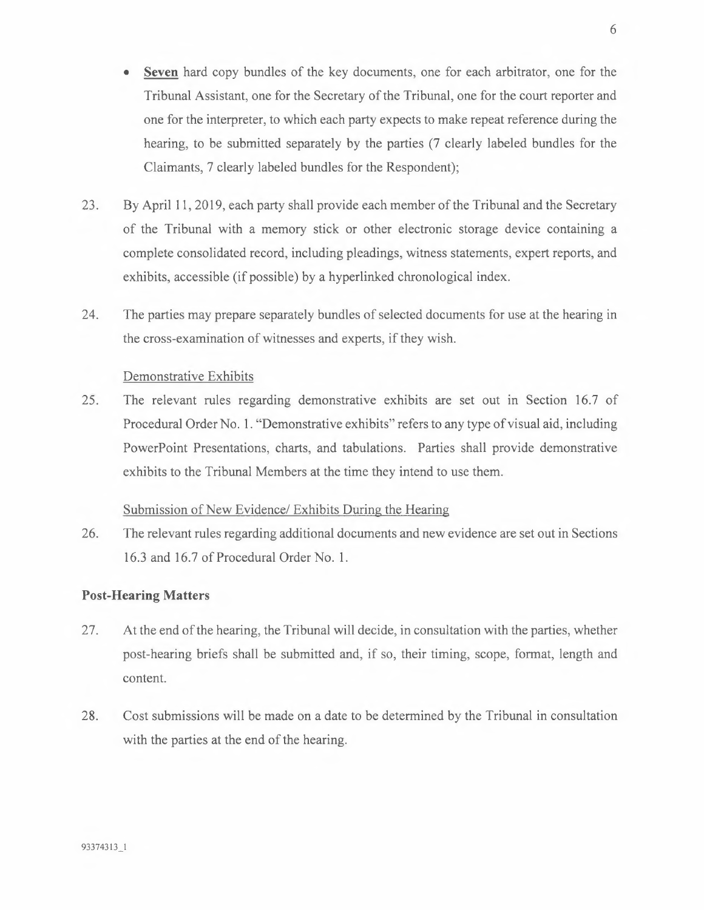- <u>**Seven**</u> hard copy bundles of the key documents, one for each arbitrator, one for the Tribunal Assistant, one for the Secretary of the Tribunal, one for the court reporter and one for the interpreter, to which each party expects to make repeat reference during the hearing, to be submitted separately by the parties (7 clearly labeled bundles for the Claimants, 7 clearly labeled bundles for the Respondent);

23. By April 11, 2019, each party shall provide each member of the Tribunal and the Secretary of the Tribunal with a memory stick or other electronic storage device containing a complete consolidated record, including pleadings, witness statements, expert reports, and exhibits, accessible (if possible) by a hyperlinked chronological index.

24. The parties may prepare separately bundles of selected documents for use at the hearing in the cross-examination of witnesses and experts, if they wish.

<u>Demonstrative Exhibits</u>

25. The relevant rules regarding demonstrative exhibits are set out in Section 16.7 of Procedural Order No. 1. "Demonstrative exhibits" refers to any type of visual aid, including PowerPoint Presentations, charts, and tabulations. Parties shall provide demonstrative exhibits to the Tribunal Members at the time they intend to use them.

<u>Submission of New Evidence/ Exhibits During the Hearing</u>

26. The relevant rules regarding additional documents and new evidence are set out in Sections 16.3 and 16.7 of Procedural Order No. 1.

**Post-Hearing Matters**

27. At the end of the hearing, the Tribunal will decide, in consultation with the parties, whether post-hearing briefs shall be submitted and, if so, their timing, scope, format, length and content.

28. Cost submissions will be made on a date to be determined by the Tribunal in consultation with the parties at the end of the hearing.

93374313_1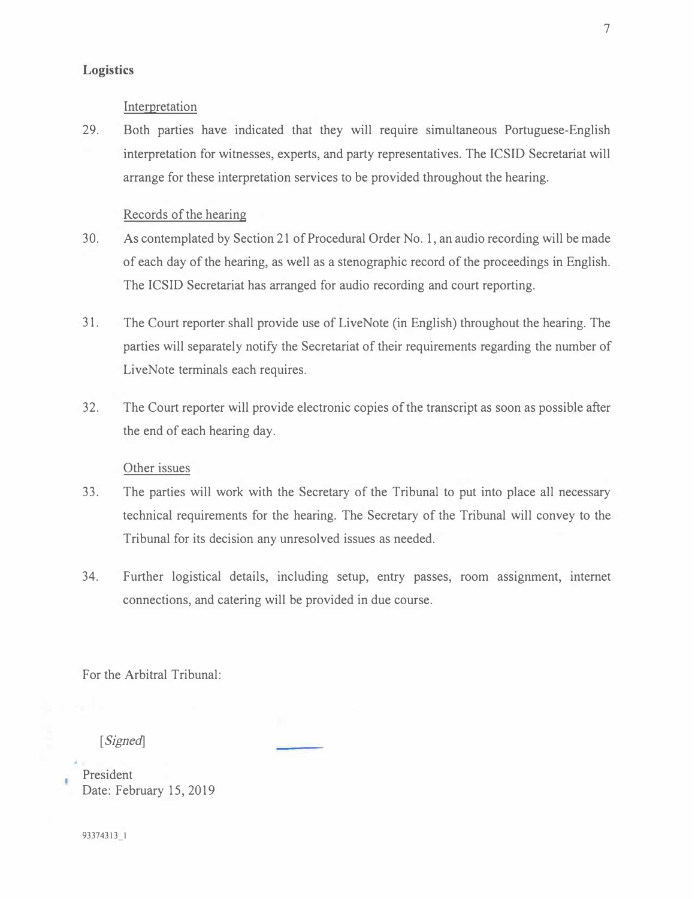**Logistics**

Interpretation

29. Both parties have indicated that they will require simultaneous Portuguese-English interpretation for witnesses, experts, and party representatives. The ICSID Secretariat will arrange for these interpretation services to be provided throughout the hearing.

Records of the hearing

30. As contemplated by Section 21 of Procedural Order No. 1, an audio recording will be made of each day of the hearing, as well as a stenographic record of the proceedings in English. The ICSID Secretariat has arranged for audio recording and court reporting.

31. The Court reporter shall provide use of LiveNote (in English) throughout the hearing. The parties will separately notify the Secretariat of their requirements regarding the number of LiveNote terminals each requires.

32. The Court reporter will provide electronic copies of the transcript as soon as possible after the end of each hearing day.

Other issues

33. The parties will work with the Secretary of the Tribunal to put into place all necessary technical requirements for the hearing. The Secretary of the Tribunal will convey to the Tribunal for its decision any unresolved issues as needed.

34. Further logistical details, including setup, entry passes, room assignment, internet connections, and catering will be provided in due course.

For the Arbitral Tribunal:

*[Signed]*

President
Date: February 15, 2019

93374313_1